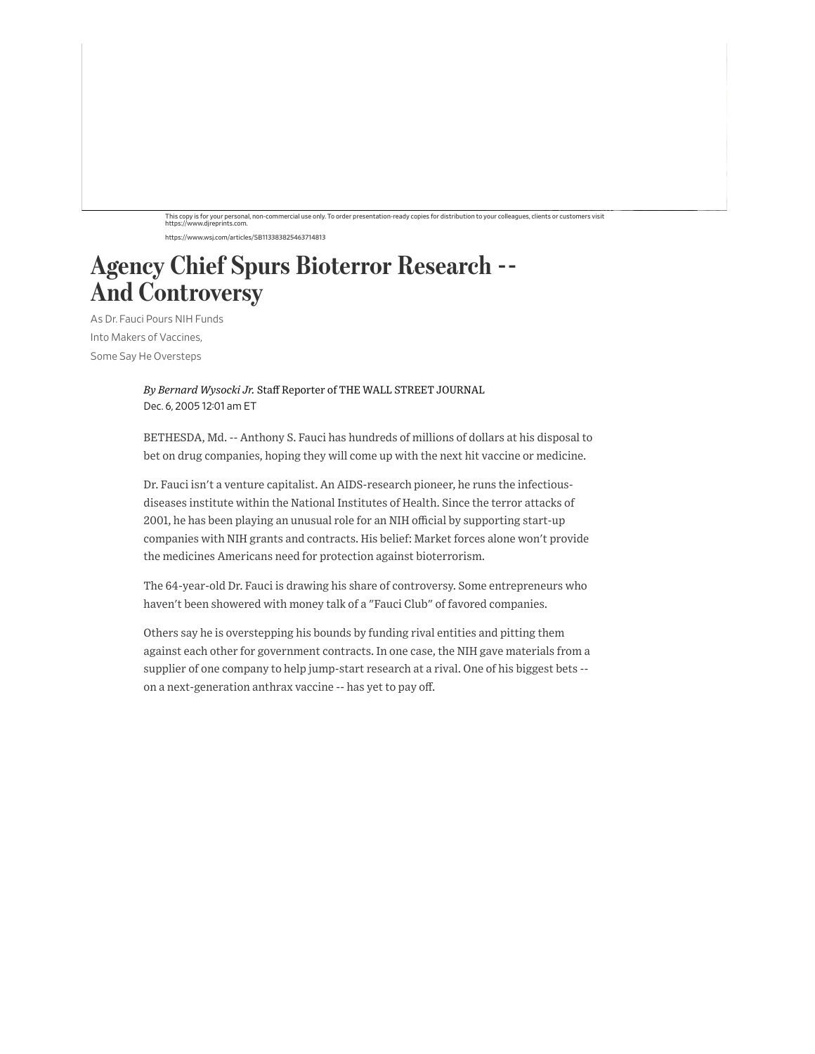This copy is for your personal, non-commercial use only. To order presentation-ready copies for distribution to your colleagues, clients or customers visit https://www.djreprints.com.

https://www.wsj.com/articles/SB113383825463714813

# Agency Chief Spurs Bioterror Research -- And Controversy

As Dr. Fauci Pours NIH Funds
Into Makers of Vaccines,
Some Say He Oversteps

*By Bernard Wysocki Jr.* Staff Reporter of THE WALL STREET JOURNAL
Dec. 6, 2005 12:01 am ET

BETHESDA, Md. -- Anthony S. Fauci has hundreds of millions of dollars at his disposal to bet on drug companies, hoping they will come up with the next hit vaccine or medicine.

Dr. Fauci isn't a venture capitalist. An AIDS-research pioneer, he runs the infectious-diseases institute within the National Institutes of Health. Since the terror attacks of 2001, he has been playing an unusual role for an NIH official by supporting start-up companies with NIH grants and contracts. His belief: Market forces alone won't provide the medicines Americans need for protection against bioterrorism.

The 64-year-old Dr. Fauci is drawing his share of controversy. Some entrepreneurs who haven't been showered with money talk of a "Fauci Club" of favored companies.

Others say he is overstepping his bounds by funding rival entities and pitting them against each other for government contracts. In one case, the NIH gave materials from a supplier of one company to help jump-start research at a rival. One of his biggest bets -- on a next-generation anthrax vaccine -- has yet to pay off.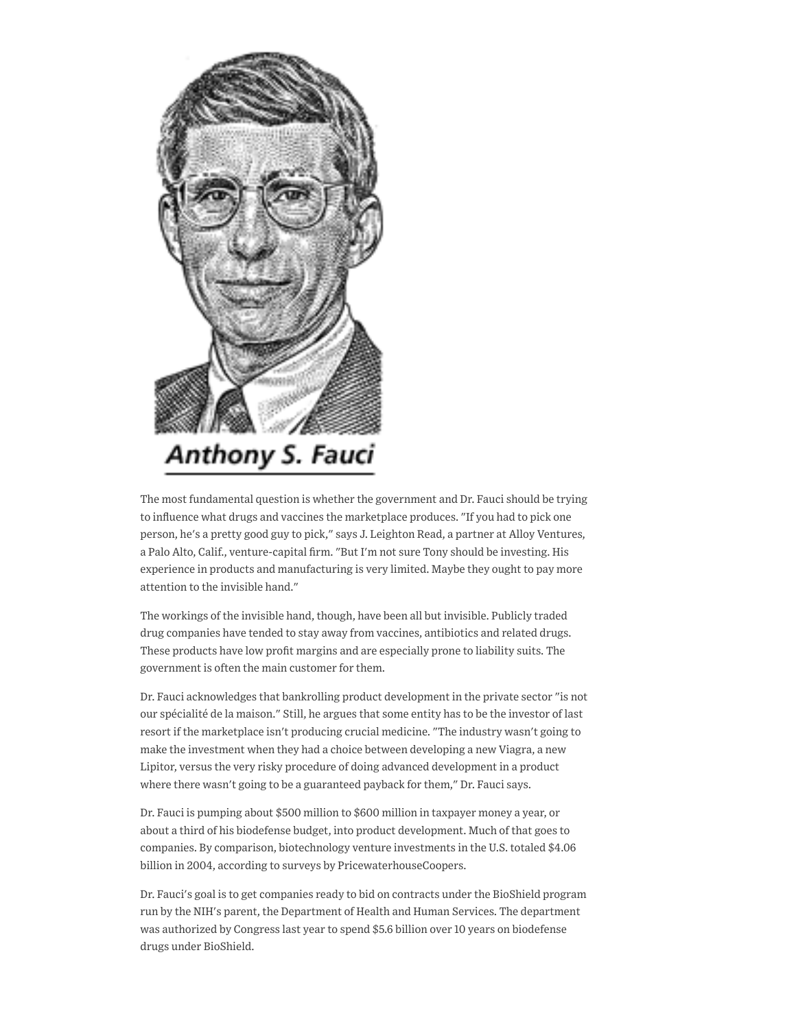Anthony S. Fauci

The most fundamental question is whether the government and Dr. Fauci should be trying to influence what drugs and vaccines the marketplace produces. "If you had to pick one person, he's a pretty good guy to pick," says J. Leighton Read, a partner at Alloy Ventures, a Palo Alto, Calif., venture-capital firm. "But I'm not sure Tony should be investing. His experience in products and manufacturing is very limited. Maybe they ought to pay more attention to the invisible hand."

The workings of the invisible hand, though, have been all but invisible. Publicly traded drug companies have tended to stay away from vaccines, antibiotics and related drugs. These products have low profit margins and are especially prone to liability suits. The government is often the main customer for them.

Dr. Fauci acknowledges that bankrolling product development in the private sector "is not our spécialité de la maison." Still, he argues that some entity has to be the investor of last resort if the marketplace isn't producing crucial medicine. "The industry wasn't going to make the investment when they had a choice between developing a new Viagra, a new Lipitor, versus the very risky procedure of doing advanced development in a product where there wasn't going to be a guaranteed payback for them," Dr. Fauci says.

Dr. Fauci is pumping about $500 million to $600 million in taxpayer money a year, or about a third of his biodefense budget, into product development. Much of that goes to companies. By comparison, biotechnology venture investments in the U.S. totaled $4.06 billion in 2004, according to surveys by PricewaterhouseCoopers.

Dr. Fauci's goal is to get companies ready to bid on contracts under the BioShield program run by the NIH's parent, the Department of Health and Human Services. The department was authorized by Congress last year to spend $5.6 billion over 10 years on biodefense drugs under BioShield.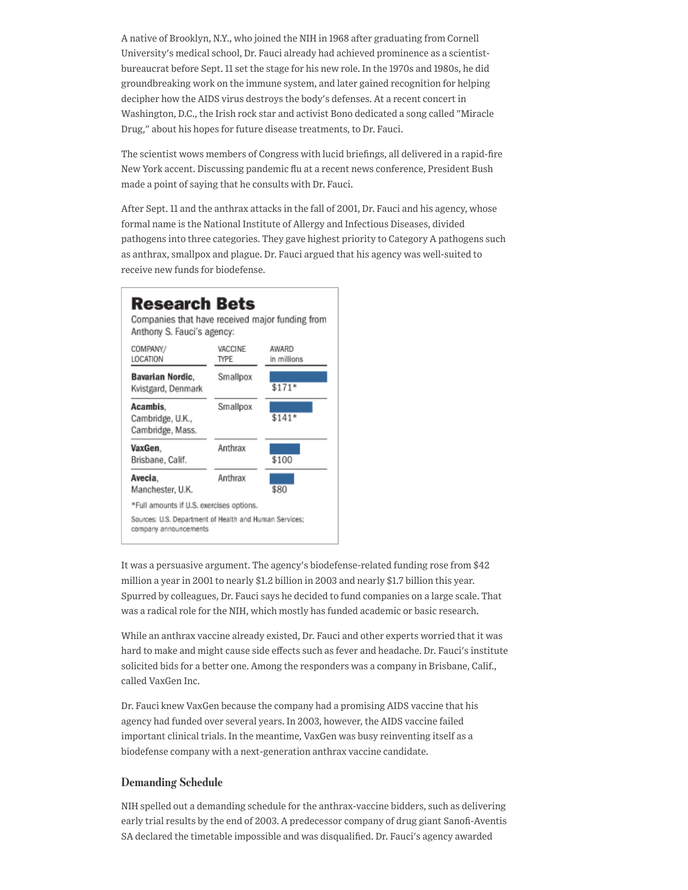A native of Brooklyn, N.Y., who joined the NIH in 1968 after graduating from Cornell University's medical school, Dr. Fauci already had achieved prominence as a scientist-bureaucrat before Sept. 11 set the stage for his new role. In the 1970s and 1980s, he did groundbreaking work on the immune system, and later gained recognition for helping decipher how the AIDS virus destroys the body's defenses. At a recent concert in Washington, D.C., the Irish rock star and activist Bono dedicated a song called "Miracle Drug," about his hopes for future disease treatments, to Dr. Fauci.

The scientist wows members of Congress with lucid briefings, all delivered in a rapid-fire New York accent. Discussing pandemic flu at a recent news conference, President Bush made a point of saying that he consults with Dr. Fauci.

After Sept. 11 and the anthrax attacks in the fall of 2001, Dr. Fauci and his agency, whose formal name is the National Institute of Allergy and Infectious Diseases, divided pathogens into three categories. They gave highest priority to Category A pathogens such as anthrax, smallpox and plague. Dr. Fauci argued that his agency was well-suited to receive new funds for biodefense.

**Research Bets**

Companies that have received major funding from Anthony S. Fauci's agency:

| COMPANY/ LOCATION | VACCINE TYPE | AWARD in millions |
|---|---|---|
| **Bavarian Nordic**, Kvistgard, Denmark | Smallpox | $171* |
| **Acambis**, Cambridge, U.K., Cambridge, Mass. | Smallpox | $141* |
| **VaxGen**, Brisbane, Calif. | Anthrax | $100 |
| **Avecia**, Manchester, U.K. | Anthrax | $80 |

*Full amounts if U.S. exercises options.

Sources: U.S. Department of Health and Human Services; company announcements

It was a persuasive argument. The agency's biodefense-related funding rose from $42 million a year in 2001 to nearly $1.2 billion in 2003 and nearly $1.7 billion this year. Spurred by colleagues, Dr. Fauci says he decided to fund companies on a large scale. That was a radical role for the NIH, which mostly has funded academic or basic research.

While an anthrax vaccine already existed, Dr. Fauci and other experts worried that it was hard to make and might cause side effects such as fever and headache. Dr. Fauci's institute solicited bids for a better one. Among the responders was a company in Brisbane, Calif., called VaxGen Inc.

Dr. Fauci knew VaxGen because the company had a promising AIDS vaccine that his agency had funded over several years. In 2003, however, the AIDS vaccine failed important clinical trials. In the meantime, VaxGen was busy reinventing itself as a biodefense company with a next-generation anthrax vaccine candidate.

### Demanding Schedule

NIH spelled out a demanding schedule for the anthrax-vaccine bidders, such as delivering early trial results by the end of 2003. A predecessor company of drug giant Sanofi-Aventis SA declared the timetable impossible and was disqualified. Dr. Fauci's agency awarded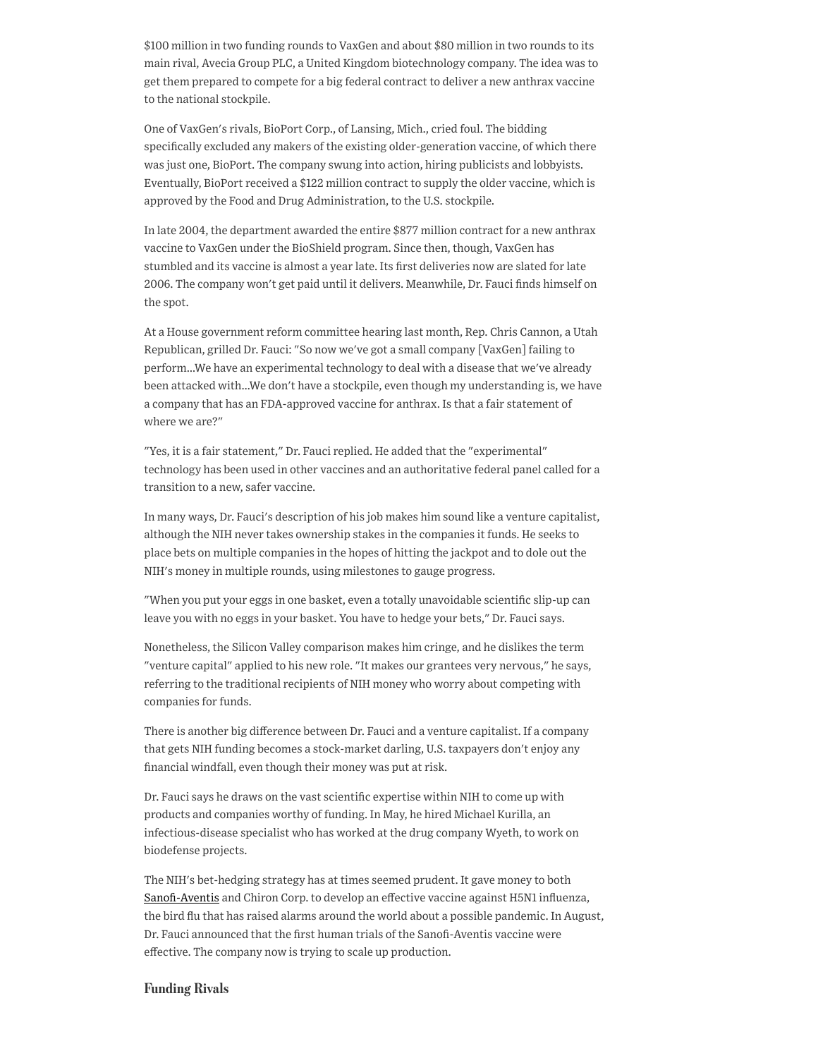$100 million in two funding rounds to VaxGen and about $80 million in two rounds to its main rival, Avecia Group PLC, a United Kingdom biotechnology company. The idea was to get them prepared to compete for a big federal contract to deliver a new anthrax vaccine to the national stockpile.

One of VaxGen's rivals, BioPort Corp., of Lansing, Mich., cried foul. The bidding specifically excluded any makers of the existing older-generation vaccine, of which there was just one, BioPort. The company swung into action, hiring publicists and lobbyists. Eventually, BioPort received a $122 million contract to supply the older vaccine, which is approved by the Food and Drug Administration, to the U.S. stockpile.

In late 2004, the department awarded the entire $877 million contract for a new anthrax vaccine to VaxGen under the BioShield program. Since then, though, VaxGen has stumbled and its vaccine is almost a year late. Its first deliveries now are slated for late 2006. The company won't get paid until it delivers. Meanwhile, Dr. Fauci finds himself on the spot.

At a House government reform committee hearing last month, Rep. Chris Cannon, a Utah Republican, grilled Dr. Fauci: "So now we've got a small company [VaxGen] failing to perform...We have an experimental technology to deal with a disease that we've already been attacked with...We don't have a stockpile, even though my understanding is, we have a company that has an FDA-approved vaccine for anthrax. Is that a fair statement of where we are?"

"Yes, it is a fair statement," Dr. Fauci replied. He added that the "experimental" technology has been used in other vaccines and an authoritative federal panel called for a transition to a new, safer vaccine.

In many ways, Dr. Fauci's description of his job makes him sound like a venture capitalist, although the NIH never takes ownership stakes in the companies it funds. He seeks to place bets on multiple companies in the hopes of hitting the jackpot and to dole out the NIH's money in multiple rounds, using milestones to gauge progress.

"When you put your eggs in one basket, even a totally unavoidable scientific slip-up can leave you with no eggs in your basket. You have to hedge your bets," Dr. Fauci says.

Nonetheless, the Silicon Valley comparison makes him cringe, and he dislikes the term "venture capital" applied to his new role. "It makes our grantees very nervous," he says, referring to the traditional recipients of NIH money who worry about competing with companies for funds.

There is another big difference between Dr. Fauci and a venture capitalist. If a company that gets NIH funding becomes a stock-market darling, U.S. taxpayers don't enjoy any financial windfall, even though their money was put at risk.

Dr. Fauci says he draws on the vast scientific expertise within NIH to come up with products and companies worthy of funding. In May, he hired Michael Kurilla, an infectious-disease specialist who has worked at the drug company Wyeth, to work on biodefense projects.

The NIH's bet-hedging strategy has at times seemed prudent. It gave money to both Sanofi-Aventis and Chiron Corp. to develop an effective vaccine against H5N1 influenza, the bird flu that has raised alarms around the world about a possible pandemic. In August, Dr. Fauci announced that the first human trials of the Sanofi-Aventis vaccine were effective. The company now is trying to scale up production.

## Funding Rivals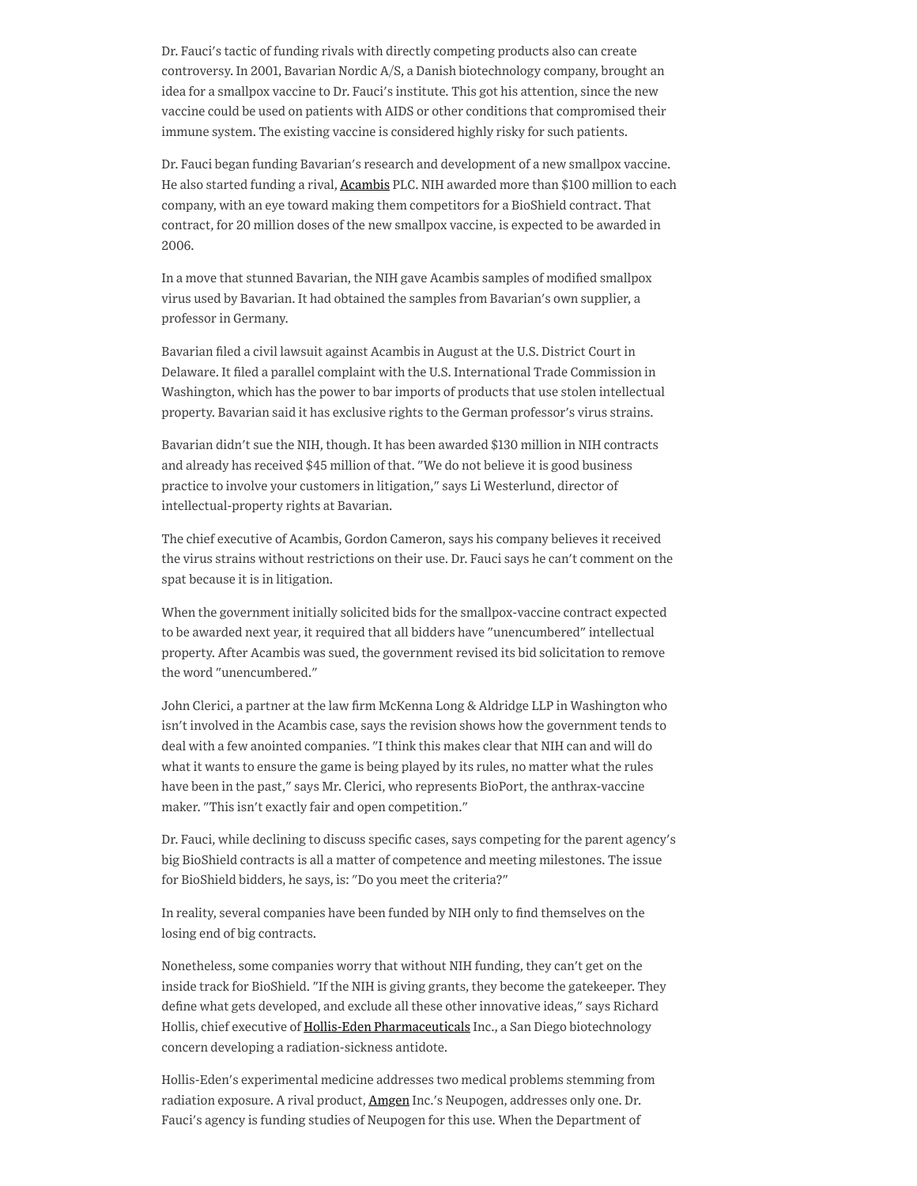Dr. Fauci's tactic of funding rivals with directly competing products also can create controversy. In 2001, Bavarian Nordic A/S, a Danish biotechnology company, brought an idea for a smallpox vaccine to Dr. Fauci's institute. This got his attention, since the new vaccine could be used on patients with AIDS or other conditions that compromised their immune system. The existing vaccine is considered highly risky for such patients.

Dr. Fauci began funding Bavarian's research and development of a new smallpox vaccine. He also started funding a rival, Acambis PLC. NIH awarded more than $100 million to each company, with an eye toward making them competitors for a BioShield contract. That contract, for 20 million doses of the new smallpox vaccine, is expected to be awarded in 2006.

In a move that stunned Bavarian, the NIH gave Acambis samples of modified smallpox virus used by Bavarian. It had obtained the samples from Bavarian's own supplier, a professor in Germany.

Bavarian filed a civil lawsuit against Acambis in August at the U.S. District Court in Delaware. It filed a parallel complaint with the U.S. International Trade Commission in Washington, which has the power to bar imports of products that use stolen intellectual property. Bavarian said it has exclusive rights to the German professor's virus strains.

Bavarian didn't sue the NIH, though. It has been awarded $130 million in NIH contracts and already has received $45 million of that. "We do not believe it is good business practice to involve your customers in litigation," says Li Westerlund, director of intellectual-property rights at Bavarian.

The chief executive of Acambis, Gordon Cameron, says his company believes it received the virus strains without restrictions on their use. Dr. Fauci says he can't comment on the spat because it is in litigation.

When the government initially solicited bids for the smallpox-vaccine contract expected to be awarded next year, it required that all bidders have "unencumbered" intellectual property. After Acambis was sued, the government revised its bid solicitation to remove the word "unencumbered."

John Clerici, a partner at the law firm McKenna Long & Aldridge LLP in Washington who isn't involved in the Acambis case, says the revision shows how the government tends to deal with a few anointed companies. "I think this makes clear that NIH can and will do what it wants to ensure the game is being played by its rules, no matter what the rules have been in the past," says Mr. Clerici, who represents BioPort, the anthrax-vaccine maker. "This isn't exactly fair and open competition."

Dr. Fauci, while declining to discuss specific cases, says competing for the parent agency's big BioShield contracts is all a matter of competence and meeting milestones. The issue for BioShield bidders, he says, is: "Do you meet the criteria?"

In reality, several companies have been funded by NIH only to find themselves on the losing end of big contracts.

Nonetheless, some companies worry that without NIH funding, they can't get on the inside track for BioShield. "If the NIH is giving grants, they become the gatekeeper. They define what gets developed, and exclude all these other innovative ideas," says Richard Hollis, chief executive of Hollis-Eden Pharmaceuticals Inc., a San Diego biotechnology concern developing a radiation-sickness antidote.

Hollis-Eden's experimental medicine addresses two medical problems stemming from radiation exposure. A rival product, Amgen Inc.'s Neupogen, addresses only one. Dr. Fauci's agency is funding studies of Neupogen for this use. When the Department of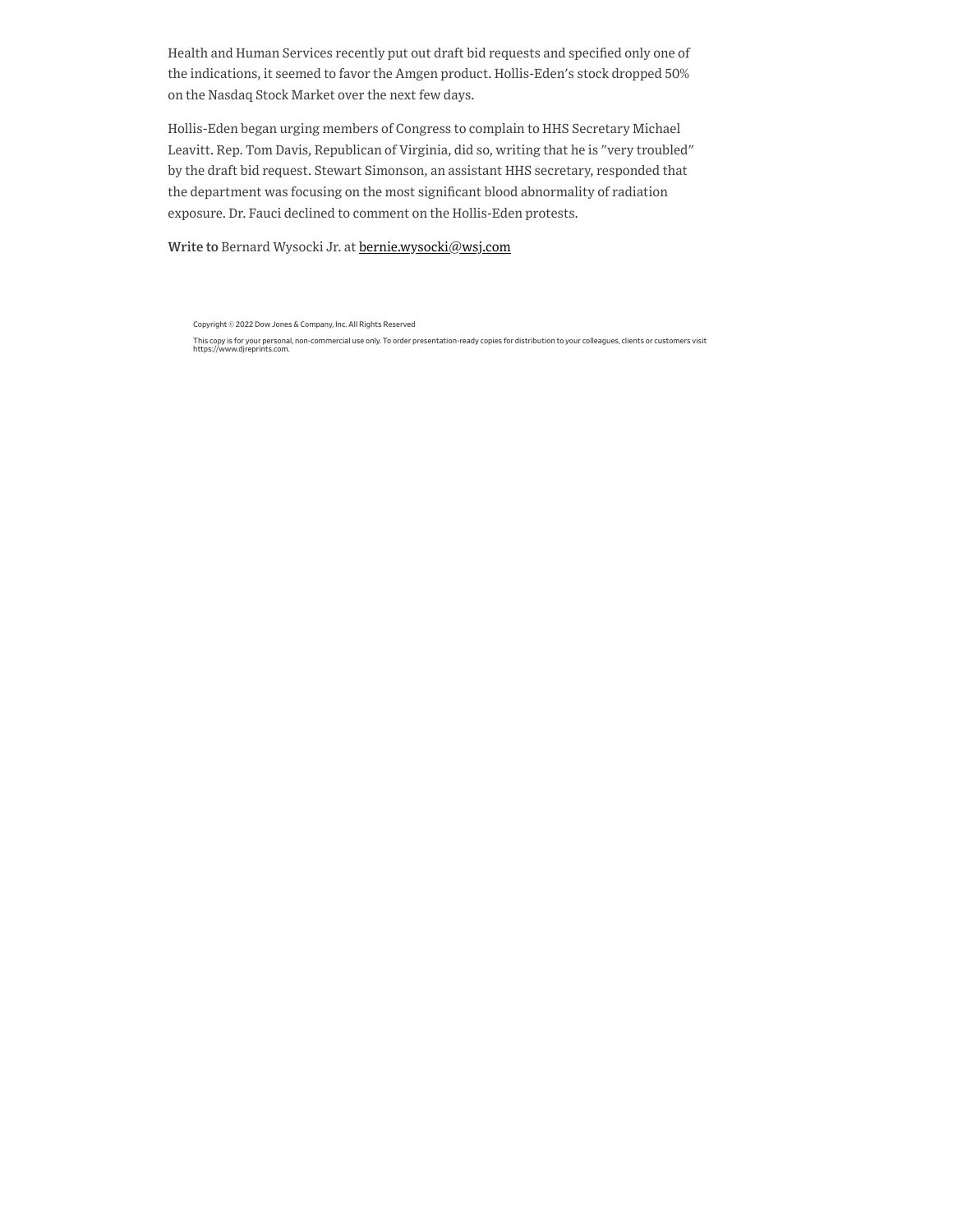Health and Human Services recently put out draft bid requests and specified only one of the indications, it seemed to favor the Amgen product. Hollis-Eden's stock dropped 50% on the Nasdaq Stock Market over the next few days.

Hollis-Eden began urging members of Congress to complain to HHS Secretary Michael Leavitt. Rep. Tom Davis, Republican of Virginia, did so, writing that he is "very troubled" by the draft bid request. Stewart Simonson, an assistant HHS secretary, responded that the department was focusing on the most significant blood abnormality of radiation exposure. Dr. Fauci declined to comment on the Hollis-Eden protests.

**Write to** Bernard Wysocki Jr. at bernie.wysocki@wsj.com

Copyright © 2022 Dow Jones & Company, Inc. All Rights Reserved

This copy is for your personal, non-commercial use only. To order presentation-ready copies for distribution to your colleagues, clients or customers visit https://www.djreprints.com.